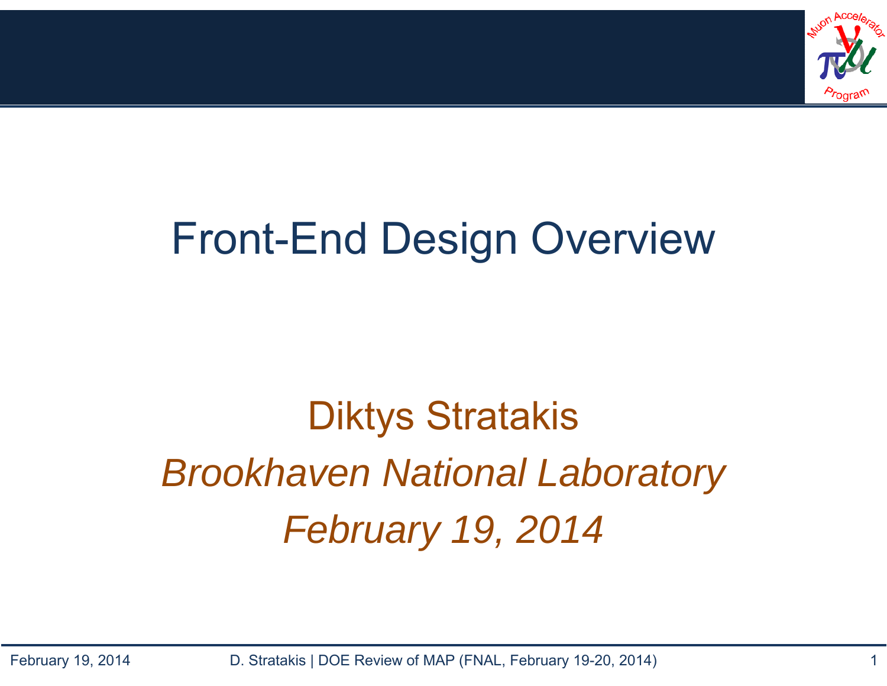# Front-End Design Overview

Diktys Stratakis

*Brookhaven National Laboratory*

*February 19, 2014*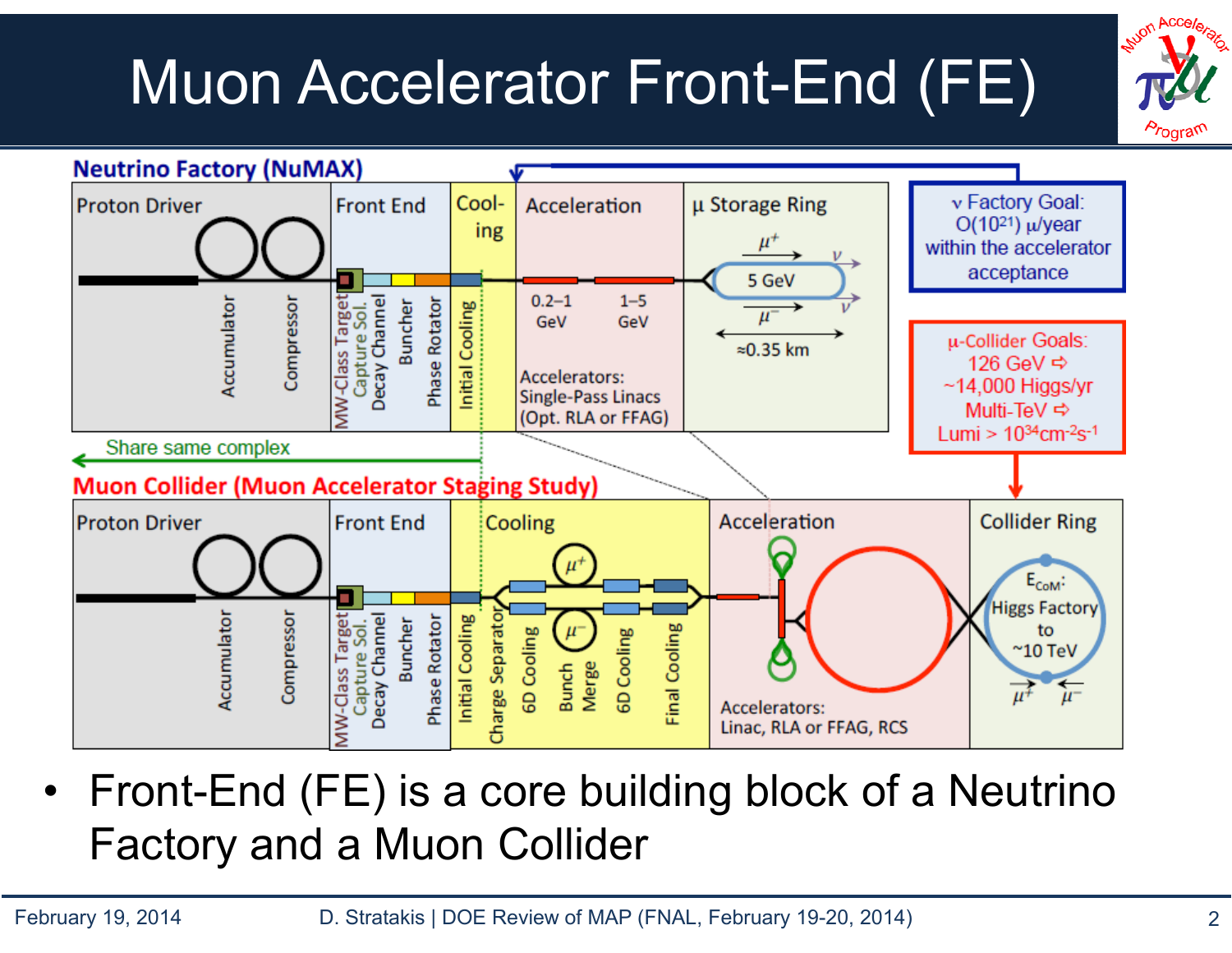# Muon Accelerator Front-End (FE)

**Neutrino Factory (NuMAX)**

| Proton Driver | Front End | Cooling | Acceleration | μ Storage Ring |
|---|---|---|---|---|
| Accumulator, Compressor | MW-Class Target, Capture Sol., Decay Channel, Buncher, Phase Rotator | Initial Cooling | 0.2–1 GeV, 1–5 GeV. Accelerators: Single-Pass Linacs (Opt. RLA or FFAG) | 5 GeV, ≈0.35 km |

ν Factory Goal: O($10^{21}$) μ/year within the accelerator acceptance

Share same complex

**Muon Collider (Muon Accelerator Staging Study)**

| Proton Driver | Front End | Cooling | Acceleration | Collider Ring |
|---|---|---|---|---|
| Accumulator, Compressor | MW-Class Target, Capture Sol., Decay Channel, Buncher, Phase Rotator | Initial Cooling, Charge Separator, 6D Cooling, Bunch Merge, 6D Cooling, Final Cooling | Accelerators: Linac, RLA or FFAG, RCS | $E_{CoM}$: Higgs Factory to ~10 TeV |

μ-Collider Goals: 126 GeV ⇨ ~14,000 Higgs/yr; Multi-TeV ⇨ Lumi > $10^{34}$cm$^{-2}$s$^{-1}$

- Front-End (FE) is a core building block of a Neutrino Factory and a Muon Collider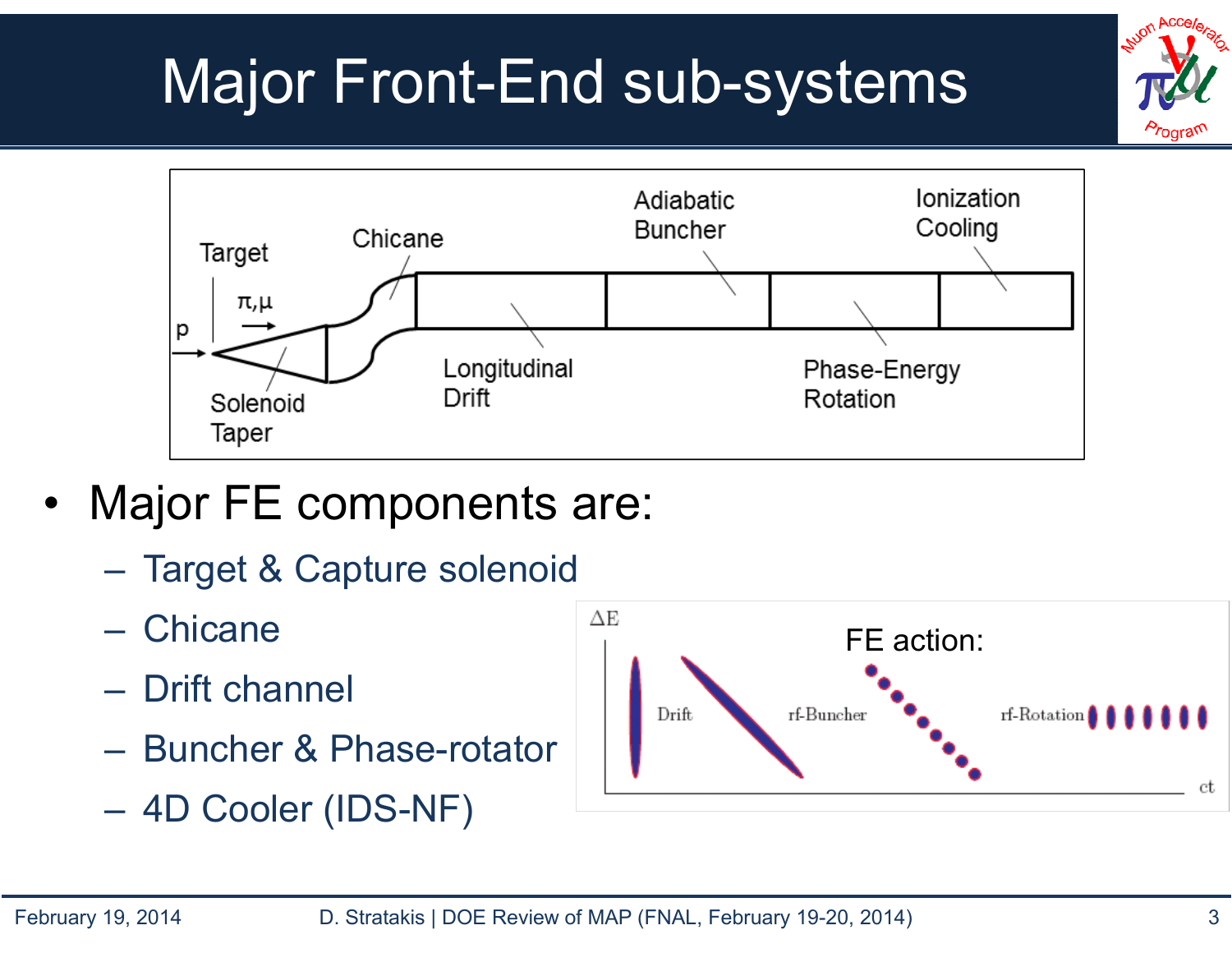# Major Front-End sub-systems

- Major FE components are:
  - Target & Capture solenoid
  - Chicane
  - Drift channel
  - Buncher & Phase-rotator
  - 4D Cooler (IDS-NF)

FE action: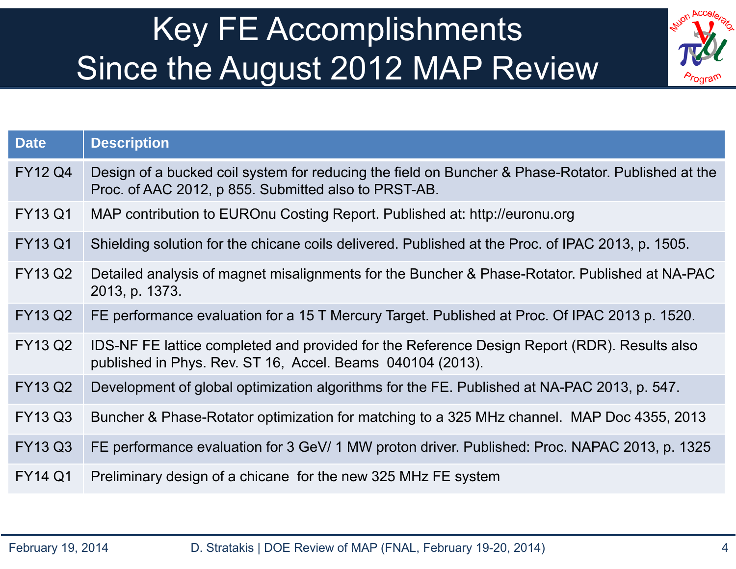# Key FE Accomplishments Since the August 2012 MAP Review

| Date | Description |
|---|---|
| FY12 Q4 | Design of a bucked coil system for reducing the field on Buncher & Phase-Rotator. Published at the Proc. of AAC 2012, p 855. Submitted also to PRST-AB. |
| FY13 Q1 | MAP contribution to EUROnu Costing Report. Published at: http://euronu.org |
| FY13 Q1 | Shielding solution for the chicane coils delivered. Published at the Proc. of IPAC 2013, p. 1505. |
| FY13 Q2 | Detailed analysis of magnet misalignments for the Buncher & Phase-Rotator. Published at NA-PAC 2013, p. 1373. |
| FY13 Q2 | FE performance evaluation for a 15 T Mercury Target. Published at Proc. Of IPAC 2013 p. 1520. |
| FY13 Q2 | IDS-NF FE lattice completed and provided for the Reference Design Report (RDR). Results also published in Phys. Rev. ST 16, Accel. Beams 040104 (2013). |
| FY13 Q2 | Development of global optimization algorithms for the FE. Published at NA-PAC 2013, p. 547. |
| FY13 Q3 | Buncher & Phase-Rotator optimization for matching to a 325 MHz channel. MAP Doc 4355, 2013 |
| FY13 Q3 | FE performance evaluation for 3 GeV/ 1 MW proton driver. Published: Proc. NAPAC 2013, p. 1325 |
| FY14 Q1 | Preliminary design of a chicane for the new 325 MHz FE system |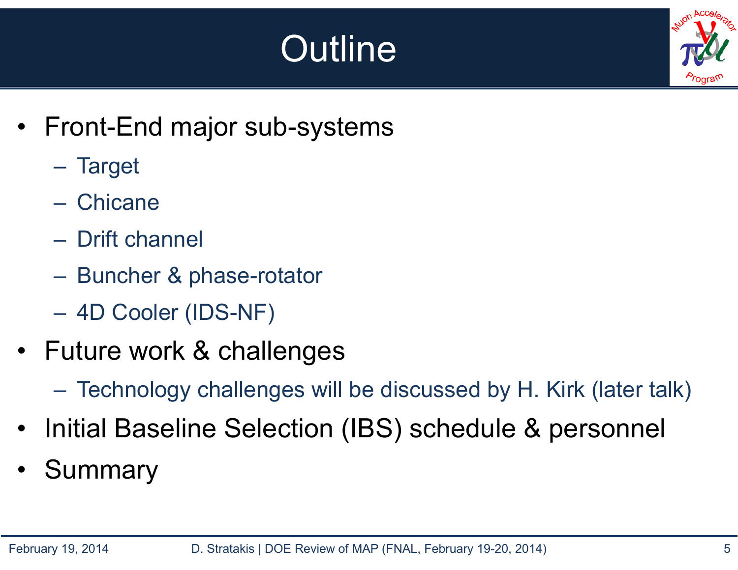# Outline

- Front-End major sub-systems
  - Target
  - Chicane
  - Drift channel
  - Buncher & phase-rotator
  - 4D Cooler (IDS-NF)
- Future work & challenges
  - Technology challenges will be discussed by H. Kirk (later talk)
- Initial Baseline Selection (IBS) schedule & personnel
- Summary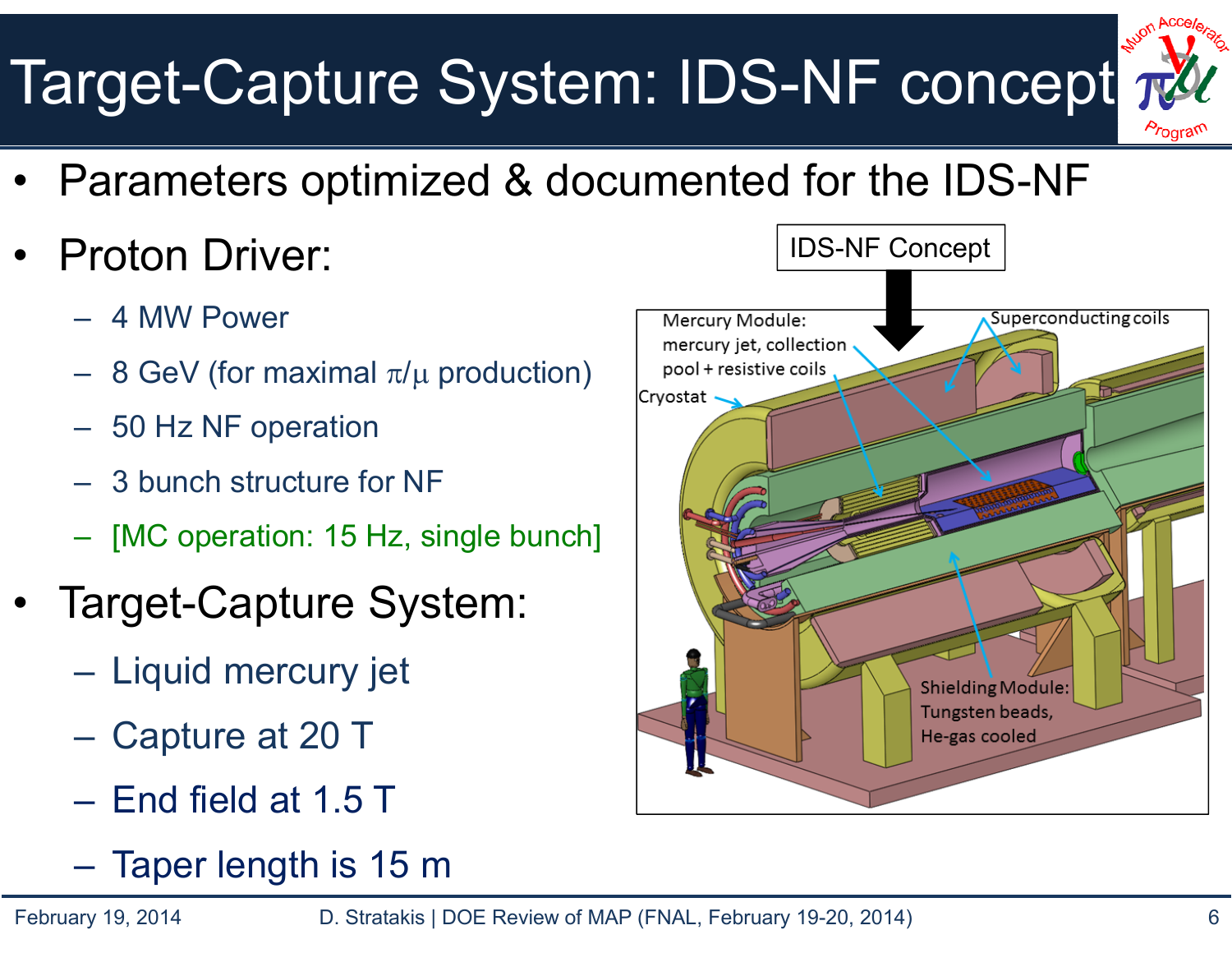# Target-Capture System: IDS-NF concept

- Parameters optimized & documented for the IDS-NF
- Proton Driver:
  - 4 MW Power
  - 8 GeV (for maximal $\pi/\mu$ production)
  - 50 Hz NF operation
  - 3 bunch structure for NF
  - [MC operation: 15 Hz, single bunch]
- Target-Capture System:
  - Liquid mercury jet
  - Capture at 20 T
  - End field at 1.5 T
  - Taper length is 15 m

IDS-NF Concept

Mercury Module: mercury jet, collection pool + resistive coils

Superconducting coils

Cryostat

Shielding Module: Tungsten beads, He-gas cooled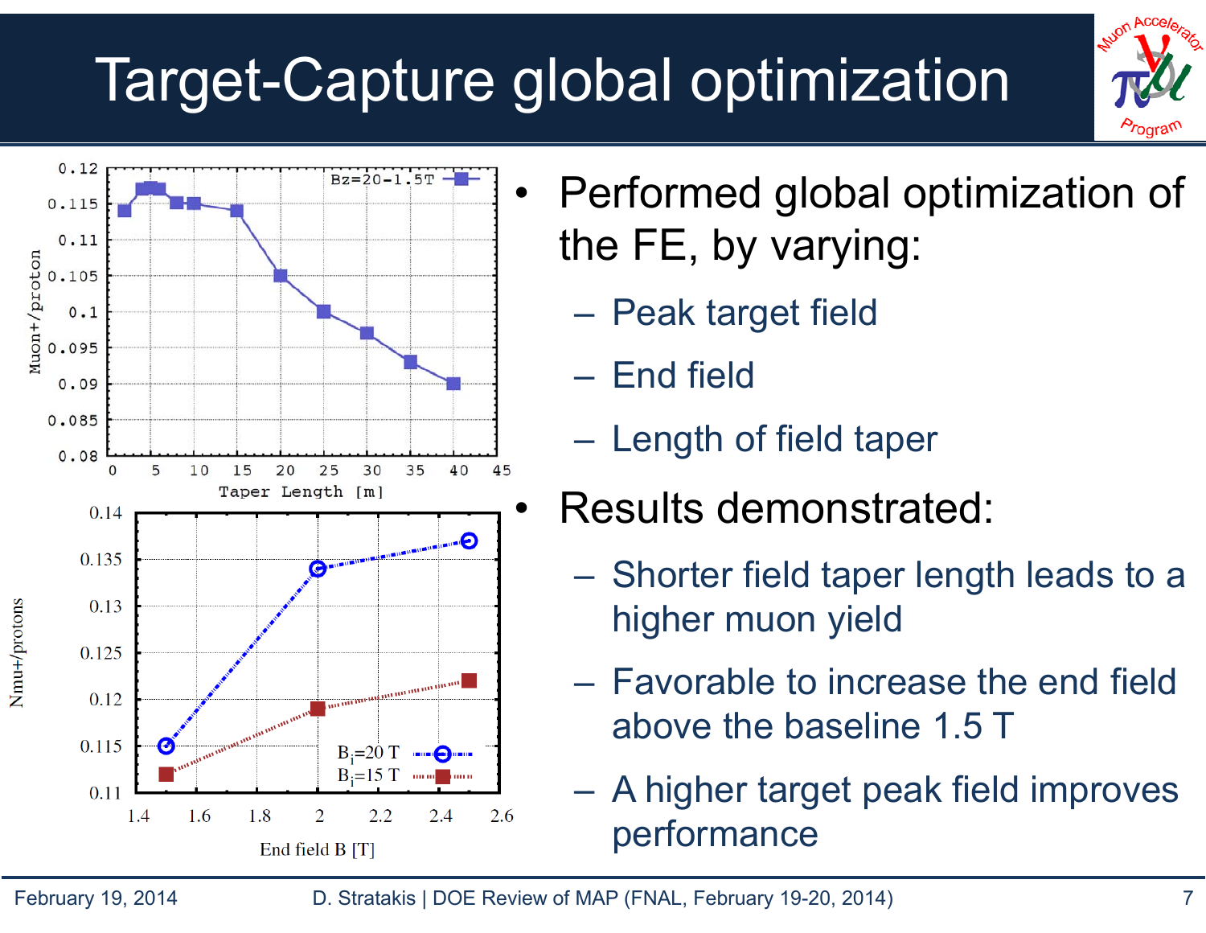# Target-Capture global optimization

- Performed global optimization of the FE, by varying:
  - Peak target field
  - End field
  - Length of field taper
- Results demonstrated:
  - Shorter field taper length leads to a higher muon yield
  - Favorable to increase the end field above the baseline 1.5 T
  - A higher target peak field improves performance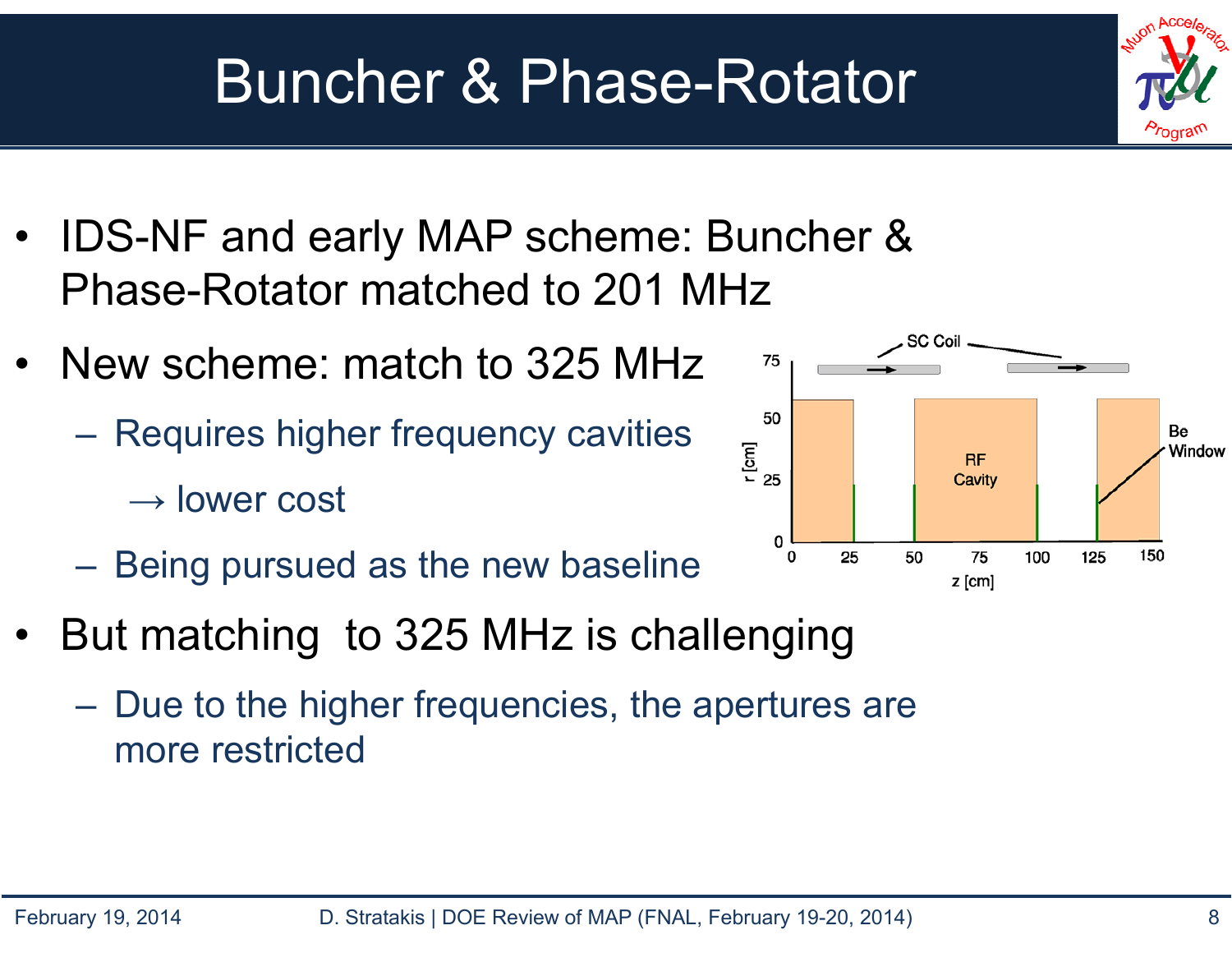# Buncher & Phase-Rotator

- IDS-NF and early MAP scheme: Buncher & Phase-Rotator matched to 201 MHz
- New scheme: match to 325 MHz
  - Requires higher frequency cavities
    - → lower cost
  - Being pursued as the new baseline
- But matching to 325 MHz is challenging
  - Due to the higher frequencies, the apertures are more restricted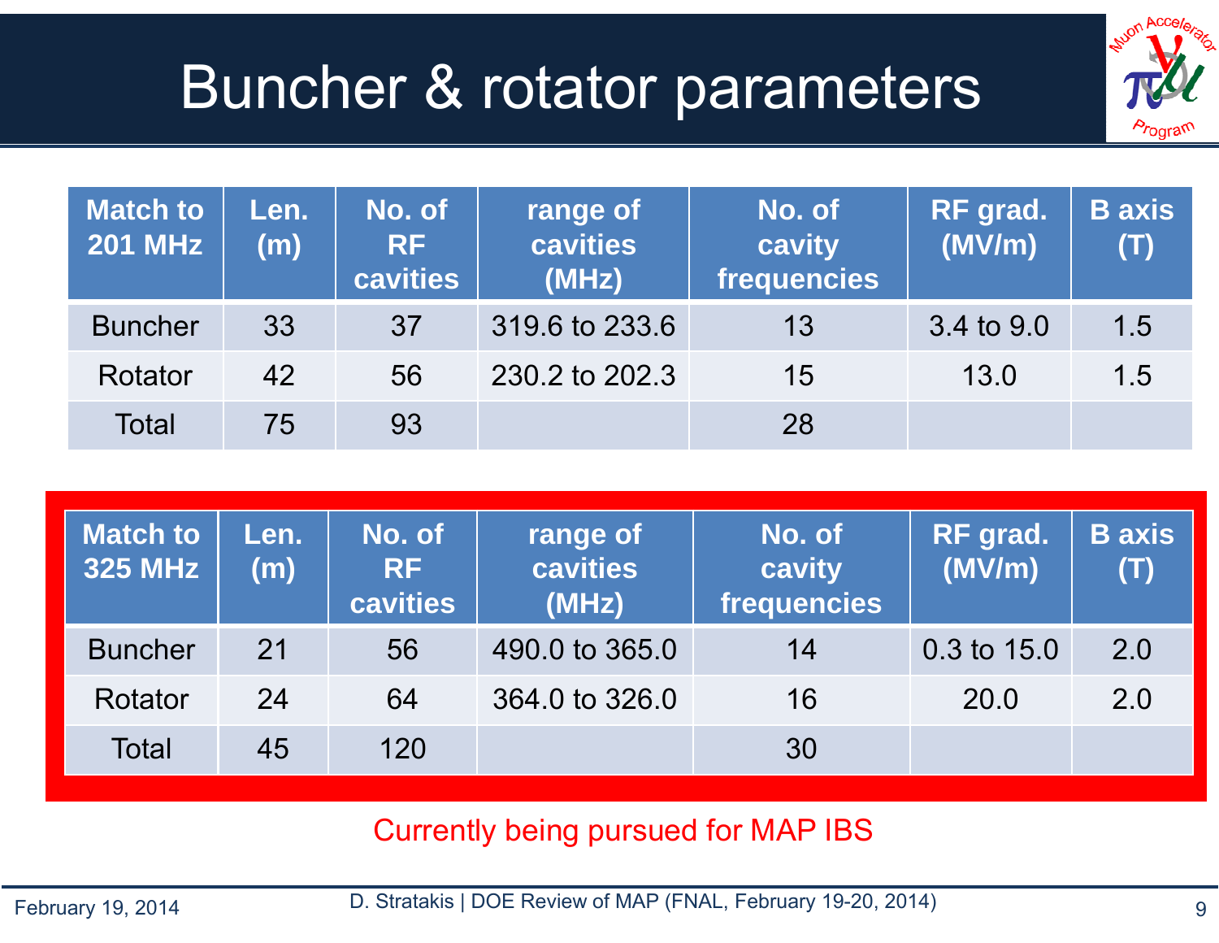# Buncher & rotator parameters

| Match to 201 MHz | Len. (m) | No. of RF cavities | range of cavities (MHz) | No. of cavity frequencies | RF grad. (MV/m) | B axis (T) |
|---|---|---|---|---|---|---|
| Buncher | 33 | 37 | 319.6 to 233.6 | 13 | 3.4 to 9.0 | 1.5 |
| Rotator | 42 | 56 | 230.2 to 202.3 | 15 | 13.0 | 1.5 |
| Total | 75 | 93 | | 28 | | |

| Match to 325 MHz | Len. (m) | No. of RF cavities | range of cavities (MHz) | No. of cavity frequencies | RF grad. (MV/m) | B axis (T) |
|---|---|---|---|---|---|---|
| Buncher | 21 | 56 | 490.0 to 365.0 | 14 | 0.3 to 15.0 | 2.0 |
| Rotator | 24 | 64 | 364.0 to 326.0 | 16 | 20.0 | 2.0 |
| Total | 45 | 120 | | 30 | | |

Currently being pursued for MAP IBS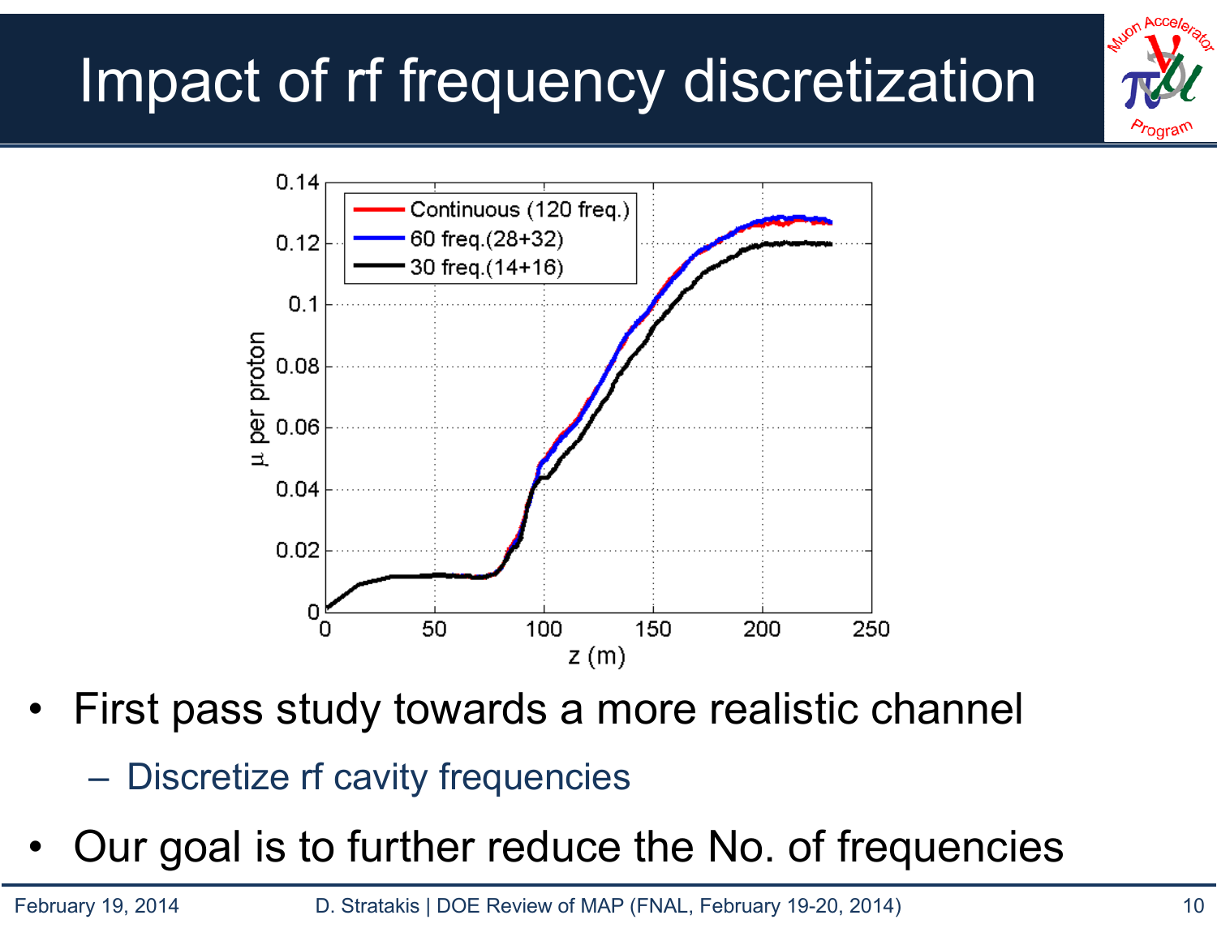# Impact of rf frequency discretization

- First pass study towards a more realistic channel
  - Discretize rf cavity frequencies
- Our goal is to further reduce the No. of frequencies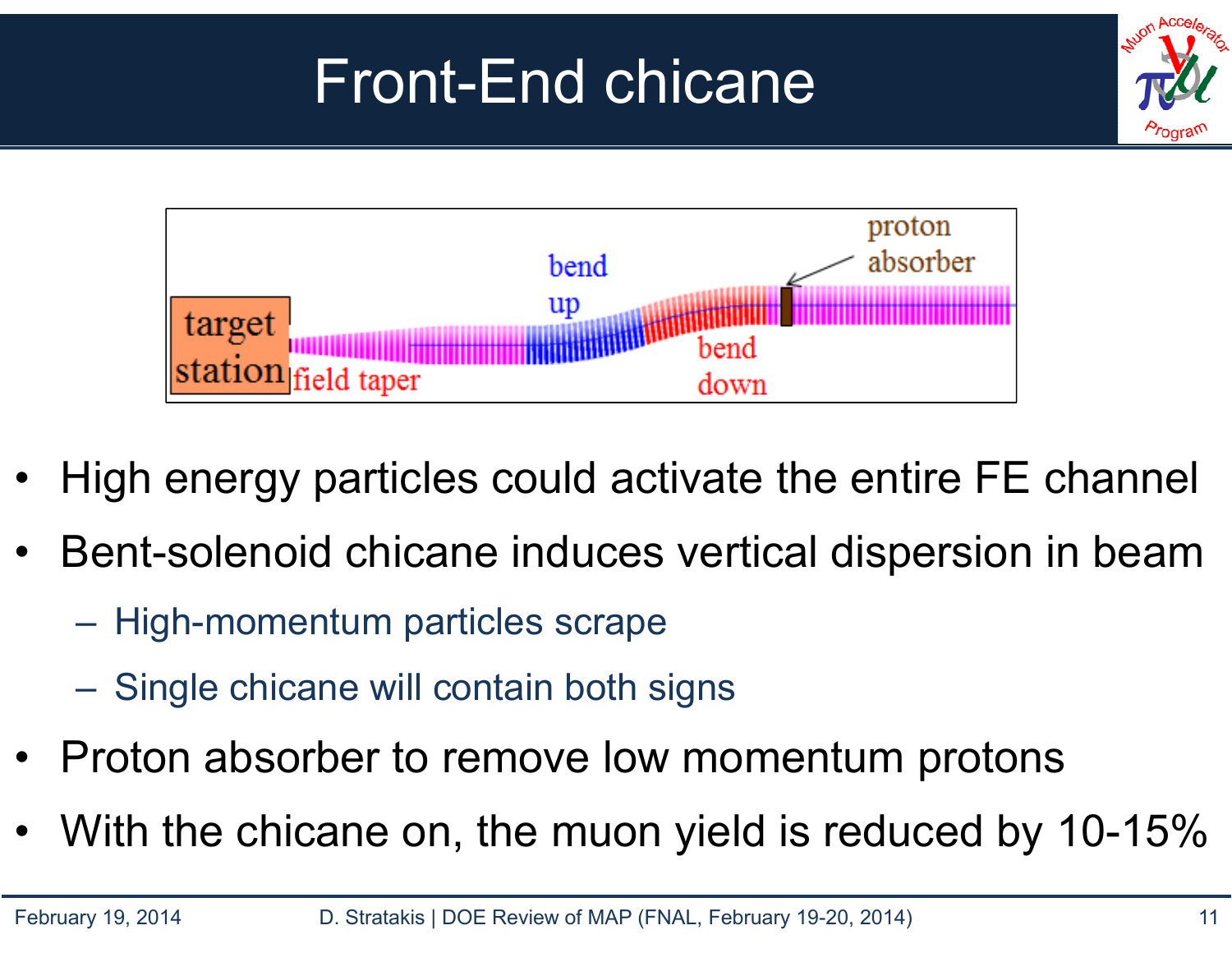# Front-End chicane

- High energy particles could activate the entire FE channel
- Bent-solenoid chicane induces vertical dispersion in beam
  - High-momentum particles scrape
  - Single chicane will contain both signs
- Proton absorber to remove low momentum protons
- With the chicane on, the muon yield is reduced by 10-15%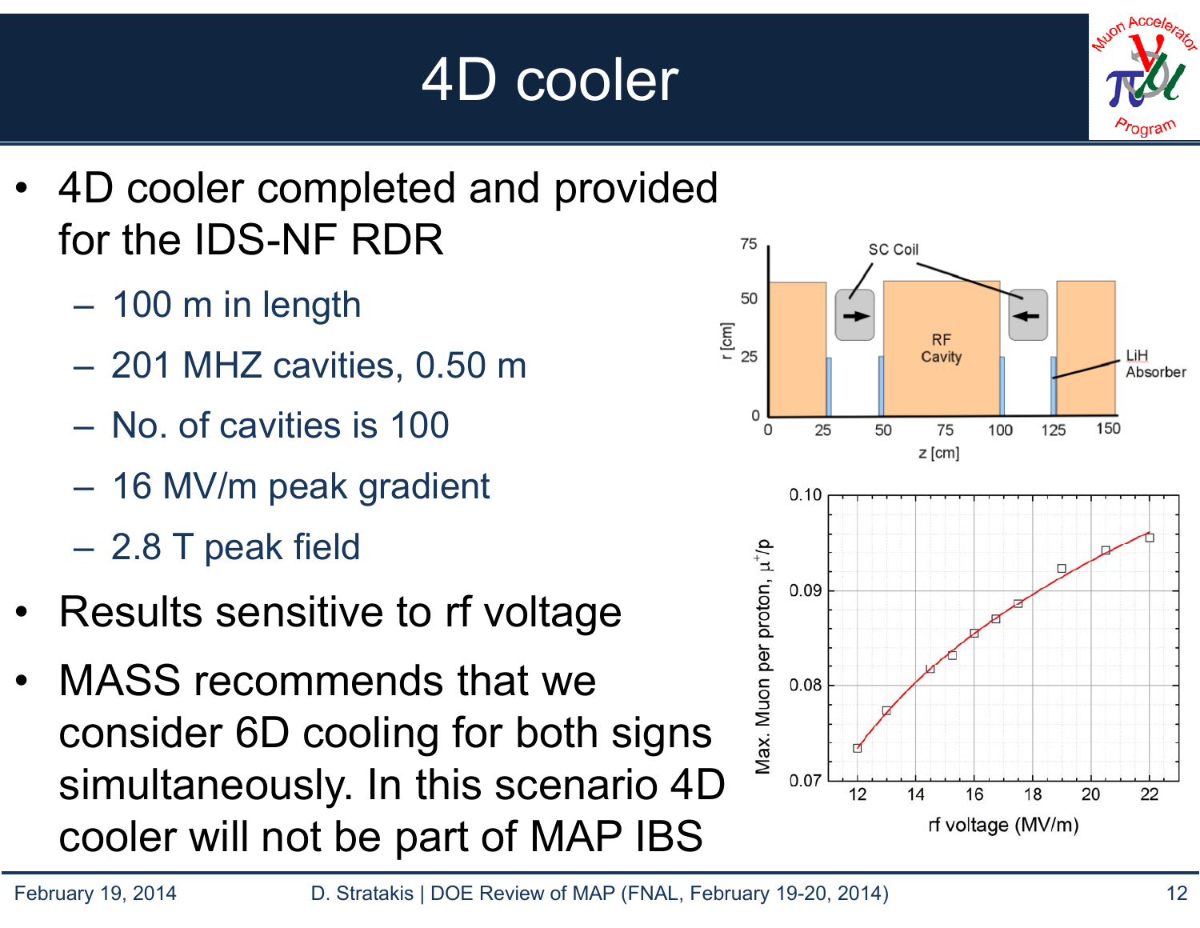# 4D cooler

- 4D cooler completed and provided for the IDS-NF RDR
  - 100 m in length
  - 201 MHZ cavities, 0.50 m
  - No. of cavities is 100
  - 16 MV/m peak gradient
  - 2.8 T peak field
- Results sensitive to rf voltage
- MASS recommends that we consider 6D cooling for both signs simultaneously. In this scenario 4D cooler will not be part of MAP IBS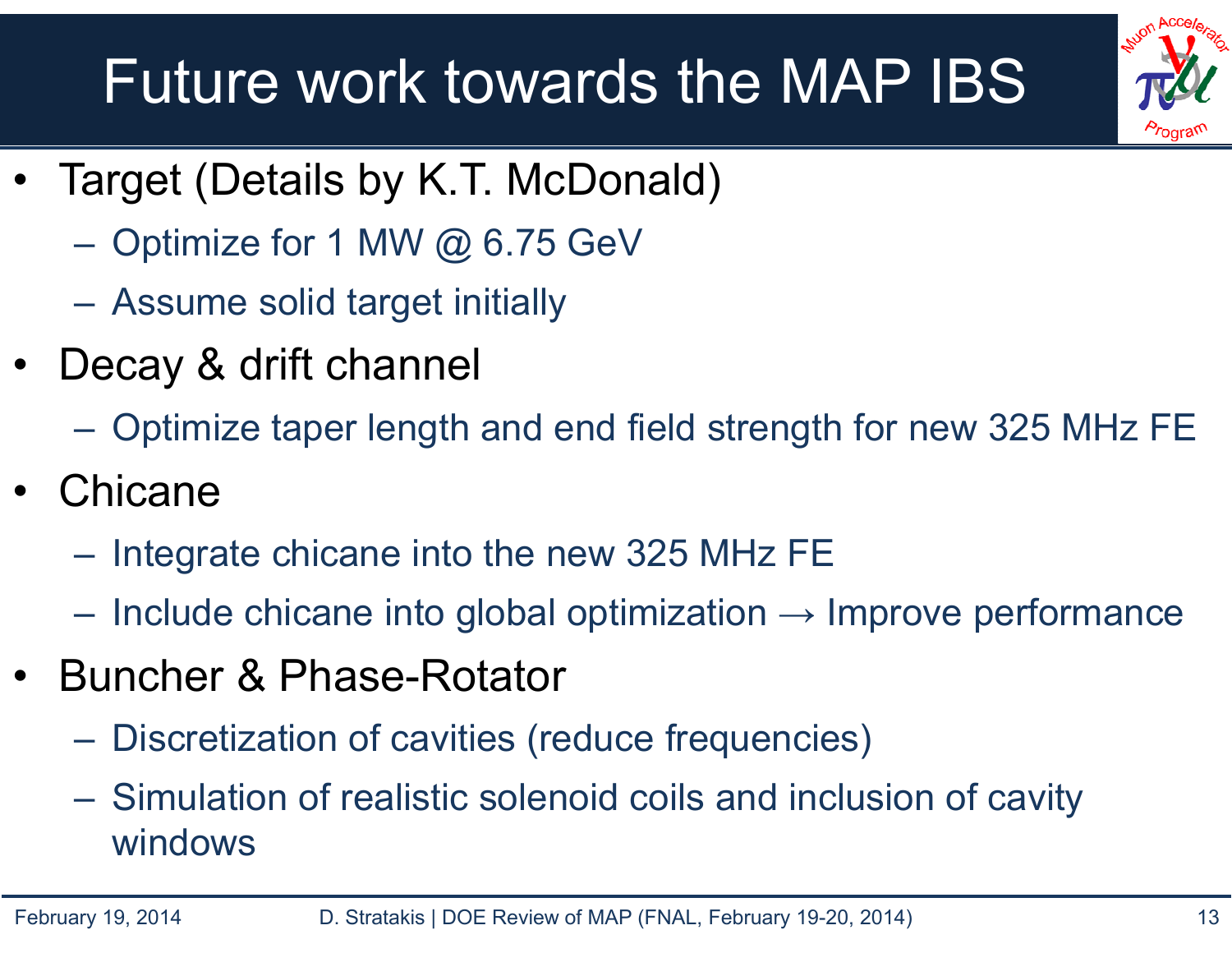# Future work towards the MAP IBS

- Target (Details by K.T. McDonald)
  - Optimize for 1 MW @ 6.75 GeV
  - Assume solid target initially
- Decay & drift channel
  - Optimize taper length and end field strength for new 325 MHz FE
- Chicane
  - Integrate chicane into the new 325 MHz FE
  - Include chicane into global optimization → Improve performance
- Buncher & Phase-Rotator
  - Discretization of cavities (reduce frequencies)
  - Simulation of realistic solenoid coils and inclusion of cavity windows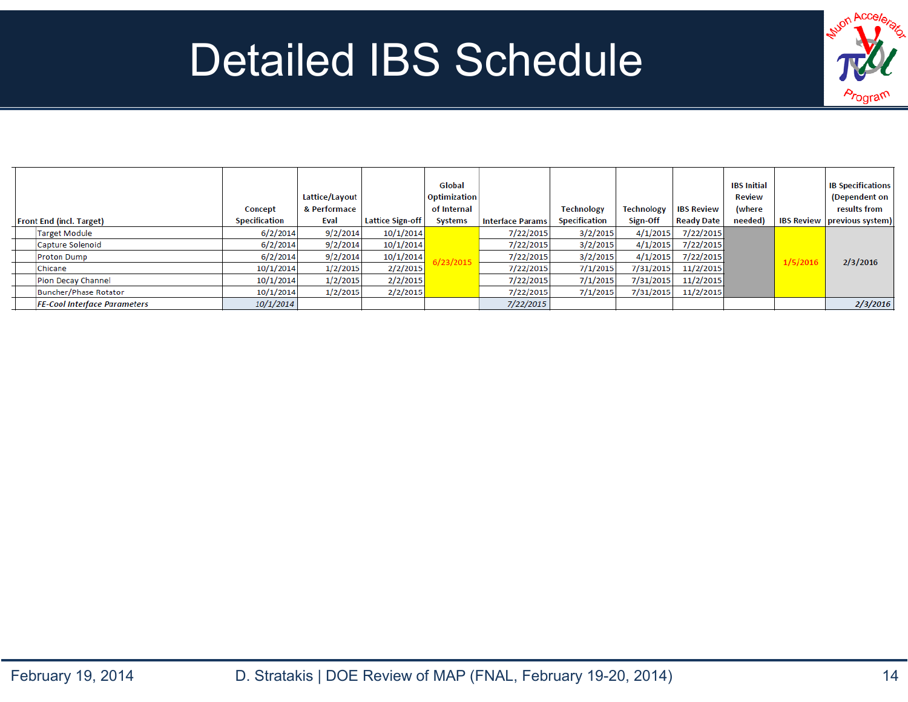# Detailed IBS Schedule

| Front End (incl. Target) | Concept Specification | Lattice/Layout & Performace Eval | Lattice Sign-off | Global Optimization of Internal Systems | Interface Params | Technology Specification | Technology Sign-Off | IBS Review Ready Date | IBS Initial Review (where needed) | IBS Review | IB Specifications (Dependent on results from previous system) |
|---|---|---|---|---|---|---|---|---|---|---|---|
| Target Module | 6/2/2014 | 9/2/2014 | 10/1/2014 | 6/23/2015 | 7/22/2015 | 3/2/2015 | 4/1/2015 | 7/22/2015 | | 1/5/2016 | 2/3/2016 |
| Capture Solenoid | 6/2/2014 | 9/2/2014 | 10/1/2014 | | 7/22/2015 | 3/2/2015 | 4/1/2015 | 7/22/2015 | | | |
| Proton Dump | 6/2/2014 | 9/2/2014 | 10/1/2014 | | 7/22/2015 | 3/2/2015 | 4/1/2015 | 7/22/2015 | | | |
| Chicane | 10/1/2014 | 1/2/2015 | 2/2/2015 | | 7/22/2015 | 7/1/2015 | 7/31/2015 | 11/2/2015 | | | |
| Pion Decay Channel | 10/1/2014 | 1/2/2015 | 2/2/2015 | | 7/22/2015 | 7/1/2015 | 7/31/2015 | 11/2/2015 | | | |
| Buncher/Phase Rotator | 10/1/2014 | 1/2/2015 | 2/2/2015 | | 7/22/2015 | 7/1/2015 | 7/31/2015 | 11/2/2015 | | | |
| *FE-Cool Interface Parameters* | *10/1/2014* | | | | *7/22/2015* | | | | | | *2/3/2016* |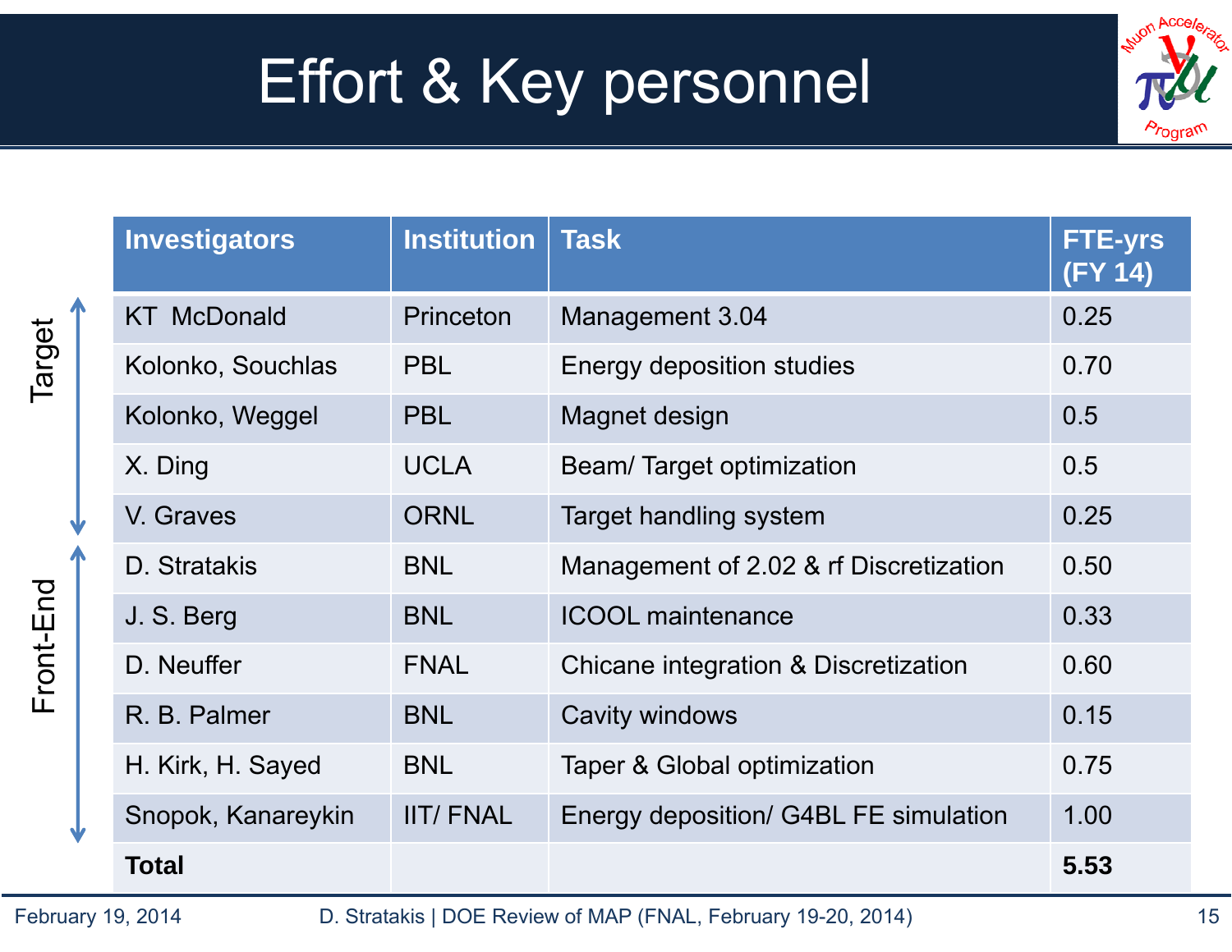# Effort & Key personnel

| | Investigators | Institution | Task | FTE-yrs (FY 14) |
|---|---|---|---|---|
| Target | KT McDonald | Princeton | Management 3.04 | 0.25 |
| | Kolonko, Souchlas | PBL | Energy deposition studies | 0.70 |
| | Kolonko, Weggel | PBL | Magnet design | 0.5 |
| | X. Ding | UCLA | Beam/ Target optimization | 0.5 |
| | V. Graves | ORNL | Target handling system | 0.25 |
| Front-End | D. Stratakis | BNL | Management of 2.02 & rf Discretization | 0.50 |
| | J. S. Berg | BNL | ICOOL maintenance | 0.33 |
| | D. Neuffer | FNAL | Chicane integration & Discretization | 0.60 |
| | R. B. Palmer | BNL | Cavity windows | 0.15 |
| | H. Kirk, H. Sayed | BNL | Taper & Global optimization | 0.75 |
| | Snopok, Kanareykin | IIT/ FNAL | Energy deposition/ G4BL FE simulation | 1.00 |
| | **Total** | | | **5.53** |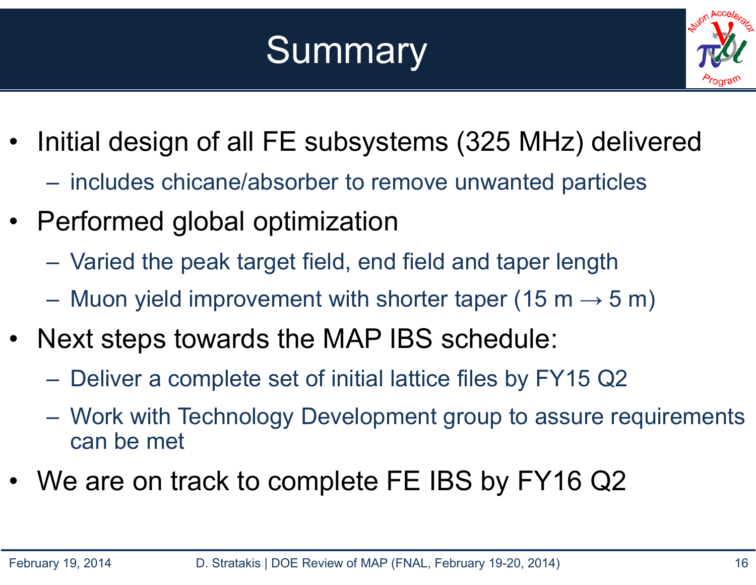# Summary

- Initial design of all FE subsystems (325 MHz) delivered
  - includes chicane/absorber to remove unwanted particles
- Performed global optimization
  - Varied the peak target field, end field and taper length
  - Muon yield improvement with shorter taper (15 m → 5 m)
- Next steps towards the MAP IBS schedule:
  - Deliver a complete set of initial lattice files by FY15 Q2
  - Work with Technology Development group to assure requirements can be met
- We are on track to complete FE IBS by FY16 Q2